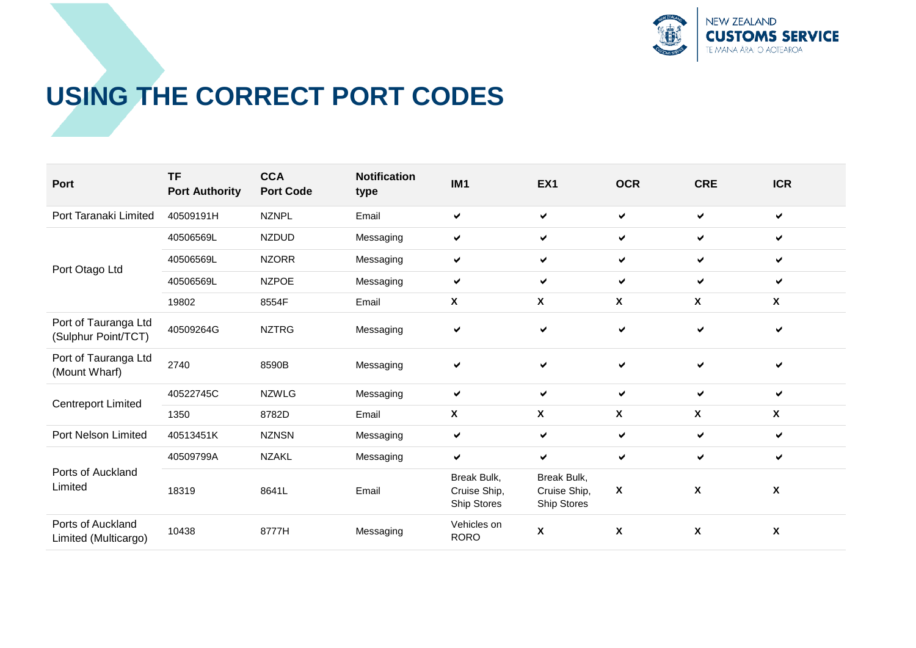# USING THE CORRECT PORT CODES

| Port | TF Port Authority | CCA Port Code | Notification type | IM1 | EX1 | OCR | CRE | ICR |
|---|---|---|---|---|---|---|---|---|
| Port Taranaki Limited | 40509191H | NZNPL | Email | ✔ | ✔ | ✔ | ✔ | ✔ |
| Port Otago Ltd | 40506569L | NZDUD | Messaging | ✔ | ✔ | ✔ | ✔ | ✔ |
| | 40506569L | NZORR | Messaging | ✔ | ✔ | ✔ | ✔ | ✔ |
| | 40506569L | NZPOE | Messaging | ✔ | ✔ | ✔ | ✔ | ✔ |
| | 19802 | 8554F | Email | X | X | X | X | X |
| Port of Tauranga Ltd (Sulphur Point/TCT) | 40509264G | NZTRG | Messaging | ✔ | ✔ | ✔ | ✔ | ✔ |
| Port of Tauranga Ltd (Mount Wharf) | 2740 | 8590B | Messaging | ✔ | ✔ | ✔ | ✔ | ✔ |
| Centreport Limited | 40522745C | NZWLG | Messaging | ✔ | ✔ | ✔ | ✔ | ✔ |
| | 1350 | 8782D | Email | X | X | X | X | X |
| Port Nelson Limited | 40513451K | NZNSN | Messaging | ✔ | ✔ | ✔ | ✔ | ✔ |
| Ports of Auckland Limited | 40509799A | NZAKL | Messaging | ✔ | ✔ | ✔ | ✔ | ✔ |
| | 18319 | 8641L | Email | Break Bulk, Cruise Ship, Ship Stores | Break Bulk, Cruise Ship, Ship Stores | X | X | X |
| Ports of Auckland Limited (Multicargo) | 10438 | 8777H | Messaging | Vehicles on RORO | X | X | X | X |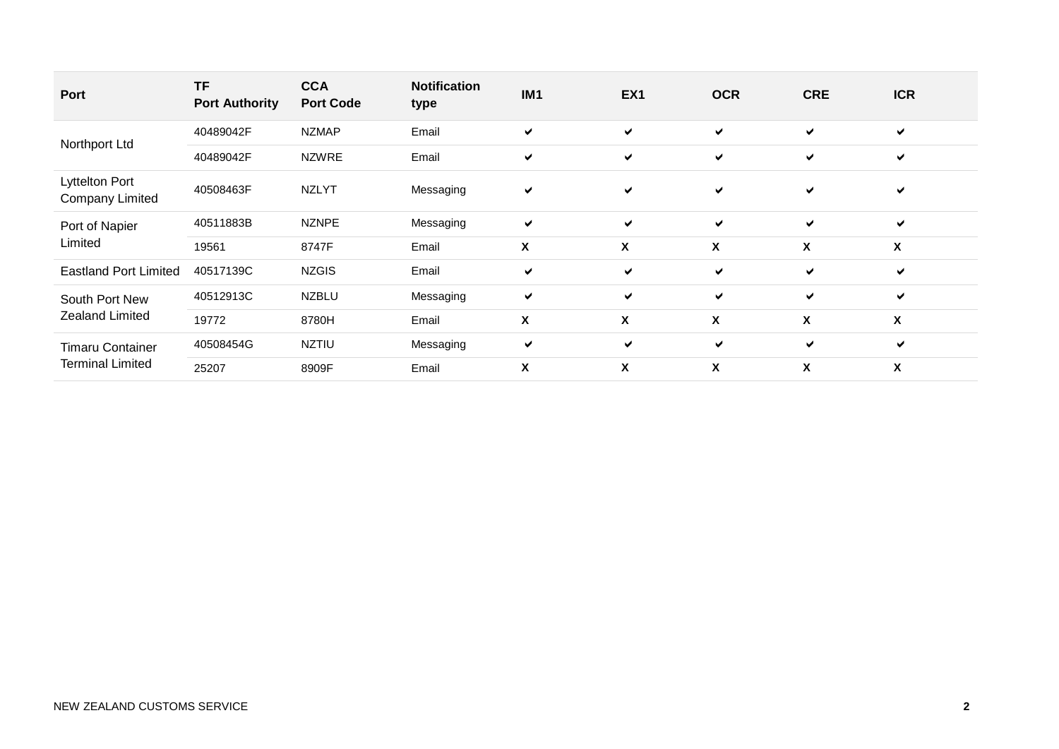| Port | TF Port Authority | CCA Port Code | Notification type | IM1 | EX1 | OCR | CRE | ICR |
|---|---|---|---|---|---|---|---|---|
| Northport Ltd | 40489042F | NZMAP | Email | ✔ | ✔ | ✔ | ✔ | ✔ |
| | 40489042F | NZWRE | Email | ✔ | ✔ | ✔ | ✔ | ✔ |
| Lyttelton Port Company Limited | 40508463F | NZLYT | Messaging | ✔ | ✔ | ✔ | ✔ | ✔ |
| Port of Napier Limited | 40511883B | NZNPE | Messaging | ✔ | ✔ | ✔ | ✔ | ✔ |
| | 19561 | 8747F | Email | X | X | X | X | X |
| Eastland Port Limited | 40517139C | NZGIS | Email | ✔ | ✔ | ✔ | ✔ | ✔ |
| South Port New Zealand Limited | 40512913C | NZBLU | Messaging | ✔ | ✔ | ✔ | ✔ | ✔ |
| | 19772 | 8780H | Email | X | X | X | X | X |
| Timaru Container Terminal Limited | 40508454G | NZTIU | Messaging | ✔ | ✔ | ✔ | ✔ | ✔ |
| | 25207 | 8909F | Email | X | X | X | X | X |